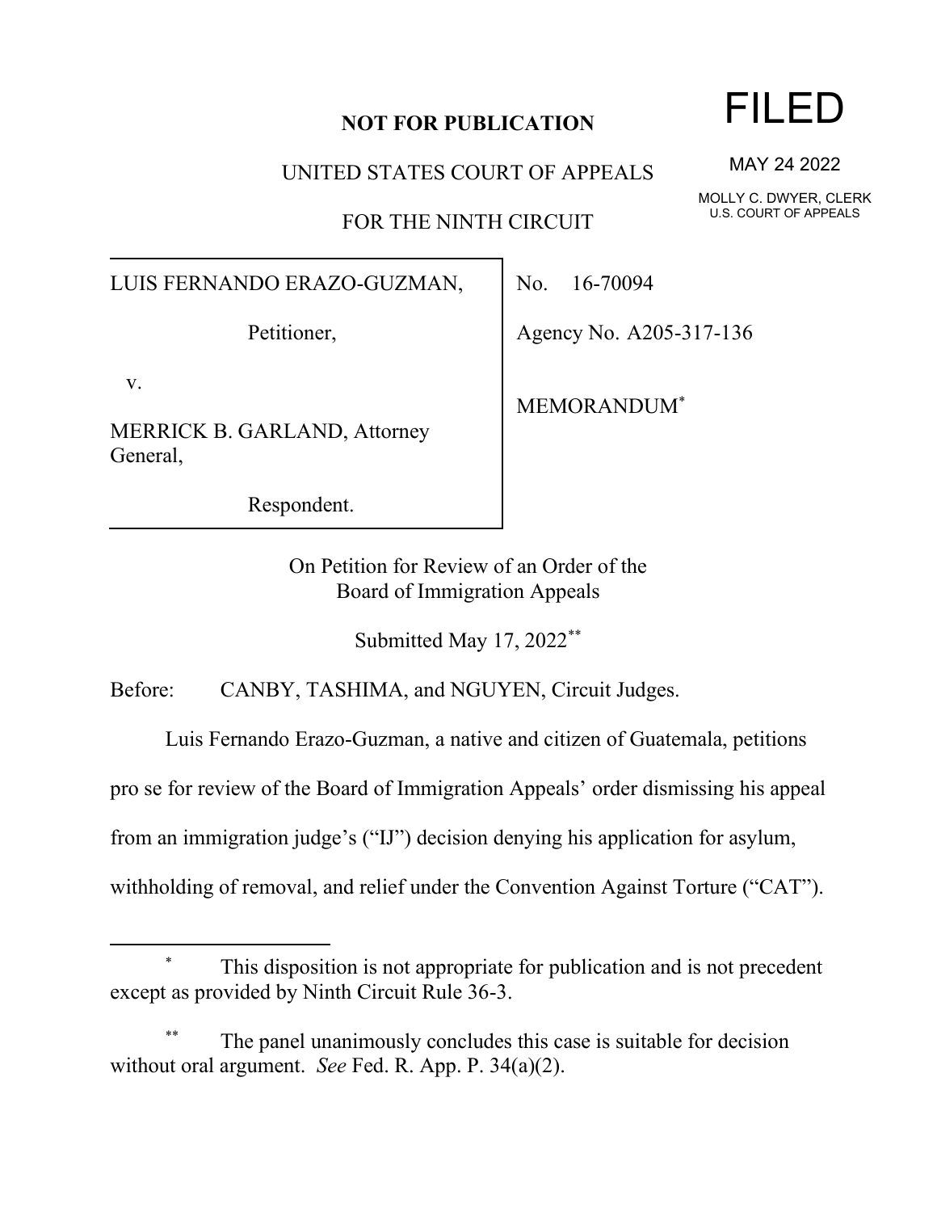**NOT FOR PUBLICATION**

FILED

MAY 24 2022

MOLLY C. DWYER, CLERK
U.S. COURT OF APPEALS

UNITED STATES COURT OF APPEALS

FOR THE NINTH CIRCUIT

| | |
|---|---|
| LUIS FERNANDO ERAZO-GUZMAN,<br><br>Petitioner,<br><br>v.<br><br>MERRICK B. GARLAND, Attorney General,<br><br>Respondent. | No. 16-70094<br><br>Agency No. A205-317-136<br><br>MEMORANDUM* |

On Petition for Review of an Order of the
Board of Immigration Appeals

Submitted May 17, 2022**

Before: CANBY, TASHIMA, and NGUYEN, Circuit Judges.

Luis Fernando Erazo-Guzman, a native and citizen of Guatemala, petitions pro se for review of the Board of Immigration Appeals' order dismissing his appeal from an immigration judge's ("IJ") decision denying his application for asylum, withholding of removal, and relief under the Convention Against Torture ("CAT").

---

\* This disposition is not appropriate for publication and is not precedent except as provided by Ninth Circuit Rule 36-3.

\*\* The panel unanimously concludes this case is suitable for decision without oral argument. *See* Fed. R. App. P. 34(a)(2).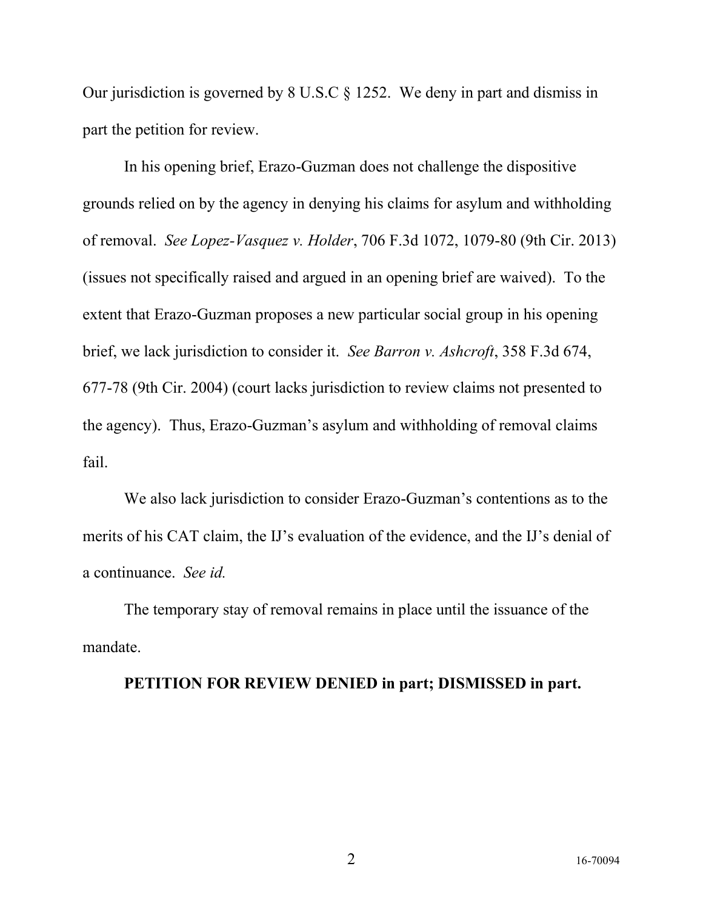Our jurisdiction is governed by 8 U.S.C § 1252. We deny in part and dismiss in part the petition for review.

In his opening brief, Erazo-Guzman does not challenge the dispositive grounds relied on by the agency in denying his claims for asylum and withholding of removal. *See Lopez-Vasquez v. Holder*, 706 F.3d 1072, 1079-80 (9th Cir. 2013) (issues not specifically raised and argued in an opening brief are waived). To the extent that Erazo-Guzman proposes a new particular social group in his opening brief, we lack jurisdiction to consider it. *See Barron v. Ashcroft*, 358 F.3d 674, 677-78 (9th Cir. 2004) (court lacks jurisdiction to review claims not presented to the agency). Thus, Erazo-Guzman's asylum and withholding of removal claims fail.

We also lack jurisdiction to consider Erazo-Guzman's contentions as to the merits of his CAT claim, the IJ's evaluation of the evidence, and the IJ's denial of a continuance. *See id.*

The temporary stay of removal remains in place until the issuance of the mandate.

**PETITION FOR REVIEW DENIED in part; DISMISSED in part.**